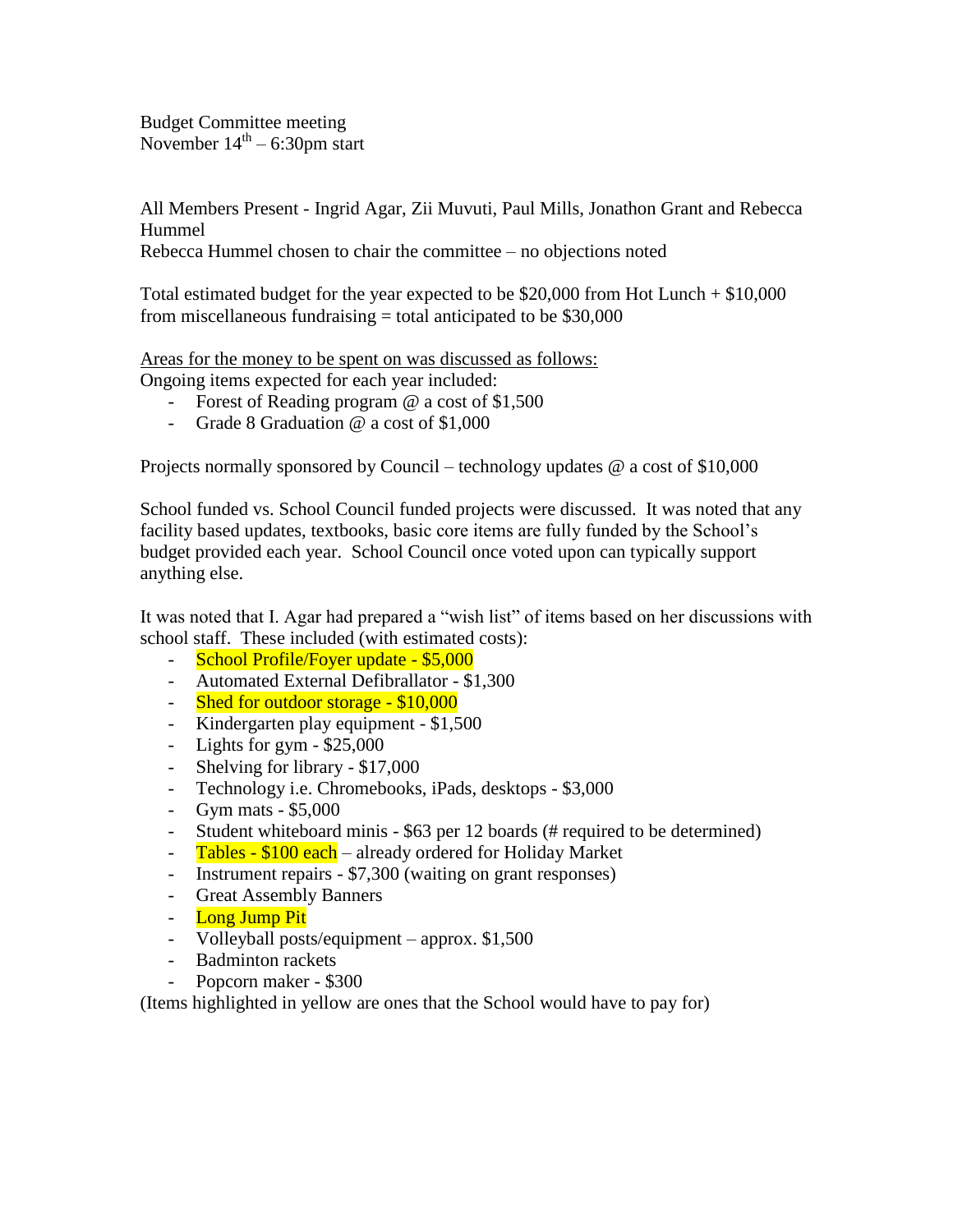Budget Committee meeting
November 14th – 6:30pm start

All Members Present - Ingrid Agar, Zii Muvuti, Paul Mills, Jonathon Grant and Rebecca Hummel
Rebecca Hummel chosen to chair the committee – no objections noted

Total estimated budget for the year expected to be $20,000 from Hot Lunch + $10,000 from miscellaneous fundraising = total anticipated to be $30,000

<u>Areas for the money to be spent on was discussed as follows:</u>
Ongoing items expected for each year included:

- Forest of Reading program @ a cost of $1,500
- Grade 8 Graduation @ a cost of $1,000

Projects normally sponsored by Council – technology updates @ a cost of $10,000

School funded vs. School Council funded projects were discussed. It was noted that any facility based updates, textbooks, basic core items are fully funded by the School's budget provided each year. School Council once voted upon can typically support anything else.

It was noted that I. Agar had prepared a "wish list" of items based on her discussions with school staff. These included (with estimated costs):

- <mark>School Profile/Foyer update - $5,000</mark>
- Automated External Defibrallator - $1,300
- <mark>Shed for outdoor storage - $10,000</mark>
- Kindergarten play equipment - $1,500
- Lights for gym - $25,000
- Shelving for library - $17,000
- Technology i.e. Chromebooks, iPads, desktops - $3,000
- Gym mats - $5,000
- Student whiteboard minis - $63 per 12 boards (# required to be determined)
- <mark>Tables - $100 each</mark> – already ordered for Holiday Market
- Instrument repairs - $7,300 (waiting on grant responses)
- Great Assembly Banners
- <mark>Long Jump Pit</mark>
- Volleyball posts/equipment – approx. $1,500
- Badminton rackets
- Popcorn maker - $300

(Items highlighted in yellow are ones that the School would have to pay for)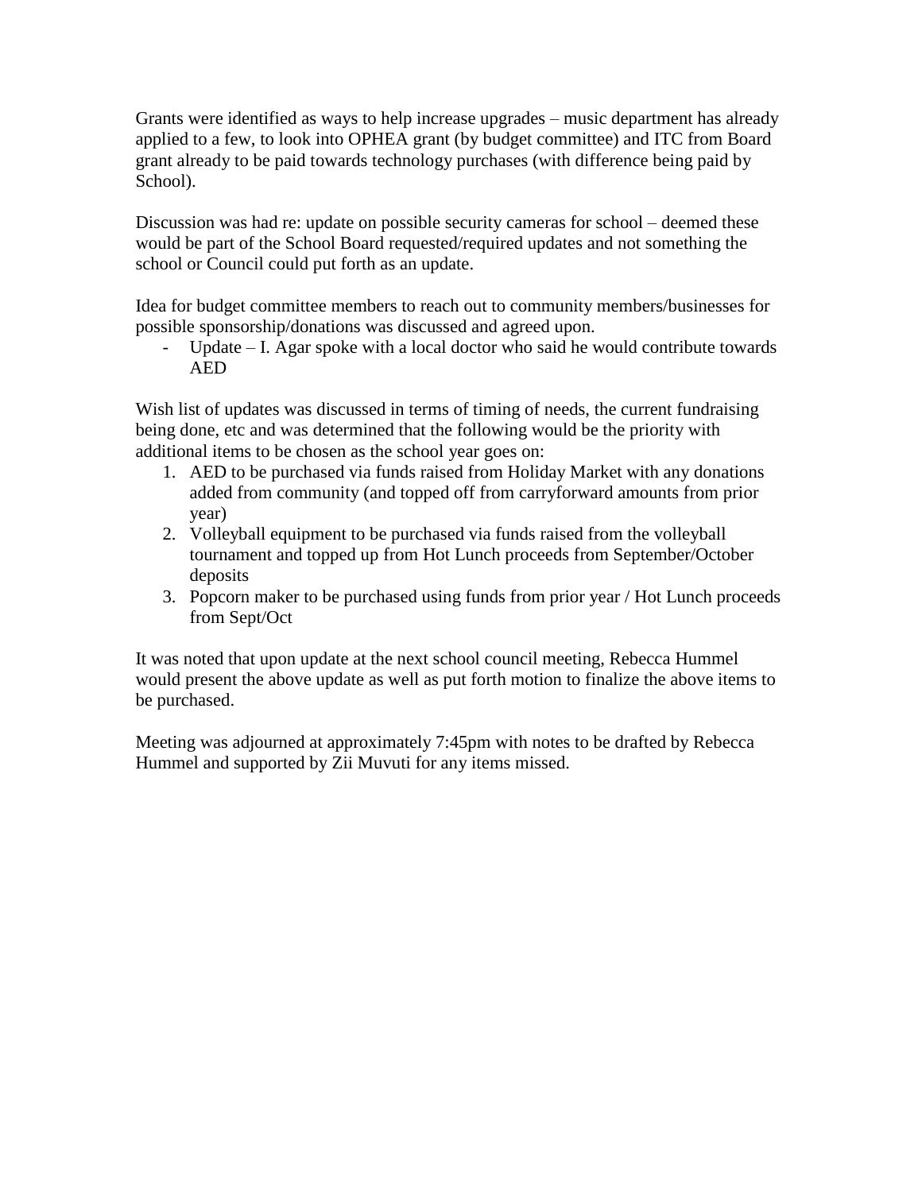Grants were identified as ways to help increase upgrades – music department has already applied to a few, to look into OPHEA grant (by budget committee) and ITC from Board grant already to be paid towards technology purchases (with difference being paid by School).

Discussion was had re: update on possible security cameras for school – deemed these would be part of the School Board requested/required updates and not something the school or Council could put forth as an update.

Idea for budget committee members to reach out to community members/businesses for possible sponsorship/donations was discussed and agreed upon.

- Update – I. Agar spoke with a local doctor who said he would contribute towards AED

Wish list of updates was discussed in terms of timing of needs, the current fundraising being done, etc and was determined that the following would be the priority with additional items to be chosen as the school year goes on:

1. AED to be purchased via funds raised from Holiday Market with any donations added from community (and topped off from carryforward amounts from prior year)
2. Volleyball equipment to be purchased via funds raised from the volleyball tournament and topped up from Hot Lunch proceeds from September/October deposits
3. Popcorn maker to be purchased using funds from prior year / Hot Lunch proceeds from Sept/Oct

It was noted that upon update at the next school council meeting, Rebecca Hummel would present the above update as well as put forth motion to finalize the above items to be purchased.

Meeting was adjourned at approximately 7:45pm with notes to be drafted by Rebecca Hummel and supported by Zii Muvuti for any items missed.